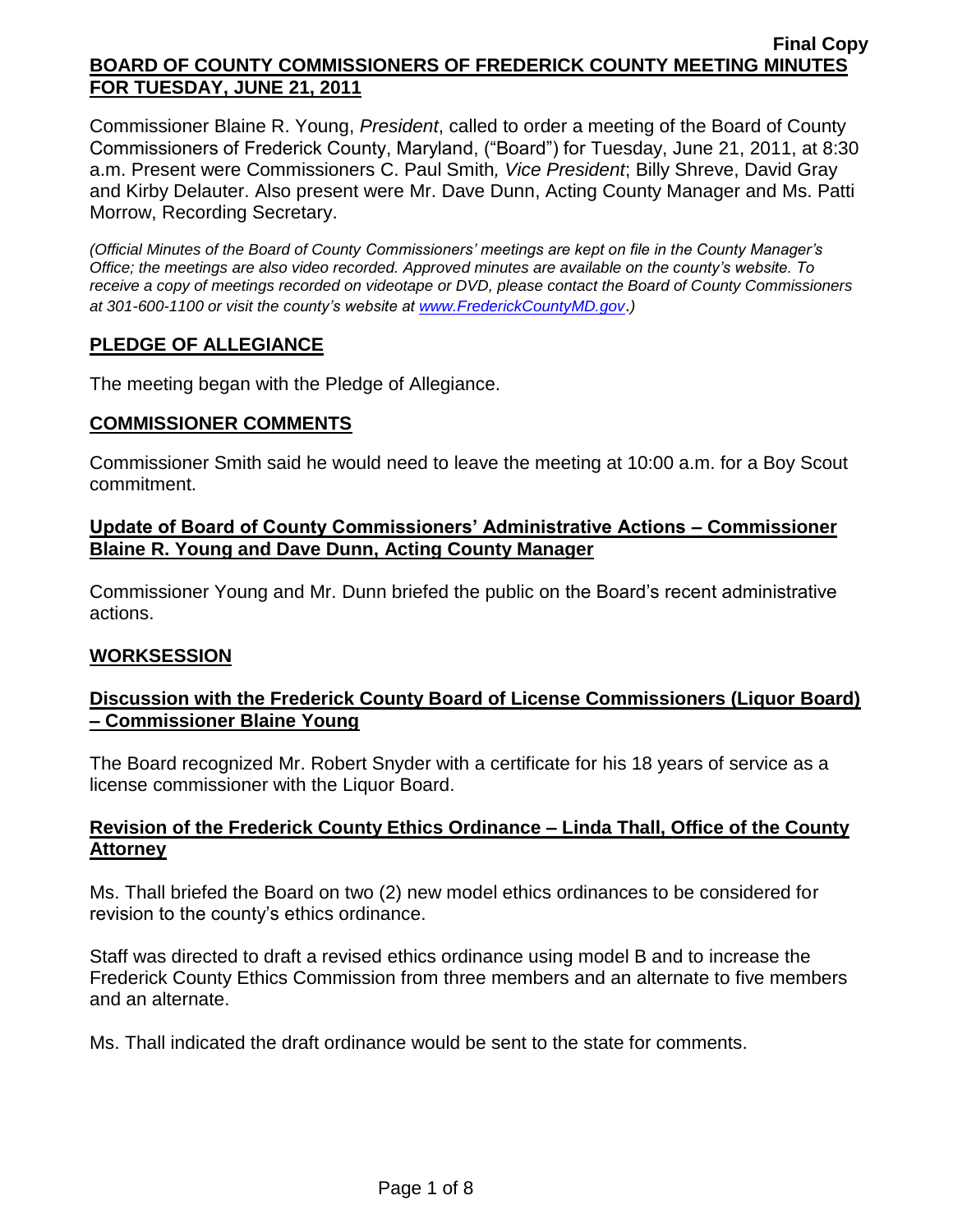**Final Copy**

# BOARD OF COUNTY COMMISSIONERS OF FREDERICK COUNTY MEETING MINUTES FOR TUESDAY, JUNE 21, 2011

Commissioner Blaine R. Young, *President*, called to order a meeting of the Board of County Commissioners of Frederick County, Maryland, ("Board") for Tuesday, June 21, 2011, at 8:30 a.m. Present were Commissioners C. Paul Smith*, Vice President*; Billy Shreve, David Gray and Kirby Delauter. Also present were Mr. Dave Dunn, Acting County Manager and Ms. Patti Morrow, Recording Secretary.

*(Official Minutes of the Board of County Commissioners' meetings are kept on file in the County Manager's Office; the meetings are also video recorded. Approved minutes are available on the county's website. To receive a copy of meetings recorded on videotape or DVD, please contact the Board of County Commissioners at 301-600-1100 or visit the county's website at www.FrederickCountyMD.gov.)*

## PLEDGE OF ALLEGIANCE

The meeting began with the Pledge of Allegiance.

## COMMISSIONER COMMENTS

Commissioner Smith said he would need to leave the meeting at 10:00 a.m. for a Boy Scout commitment.

### Update of Board of County Commissioners' Administrative Actions – Commissioner Blaine R. Young and Dave Dunn, Acting County Manager

Commissioner Young and Mr. Dunn briefed the public on the Board's recent administrative actions.

## WORKSESSION

### Discussion with the Frederick County Board of License Commissioners (Liquor Board) – Commissioner Blaine Young

The Board recognized Mr. Robert Snyder with a certificate for his 18 years of service as a license commissioner with the Liquor Board.

### Revision of the Frederick County Ethics Ordinance – Linda Thall, Office of the County Attorney

Ms. Thall briefed the Board on two (2) new model ethics ordinances to be considered for revision to the county's ethics ordinance.

Staff was directed to draft a revised ethics ordinance using model B and to increase the Frederick County Ethics Commission from three members and an alternate to five members and an alternate.

Ms. Thall indicated the draft ordinance would be sent to the state for comments.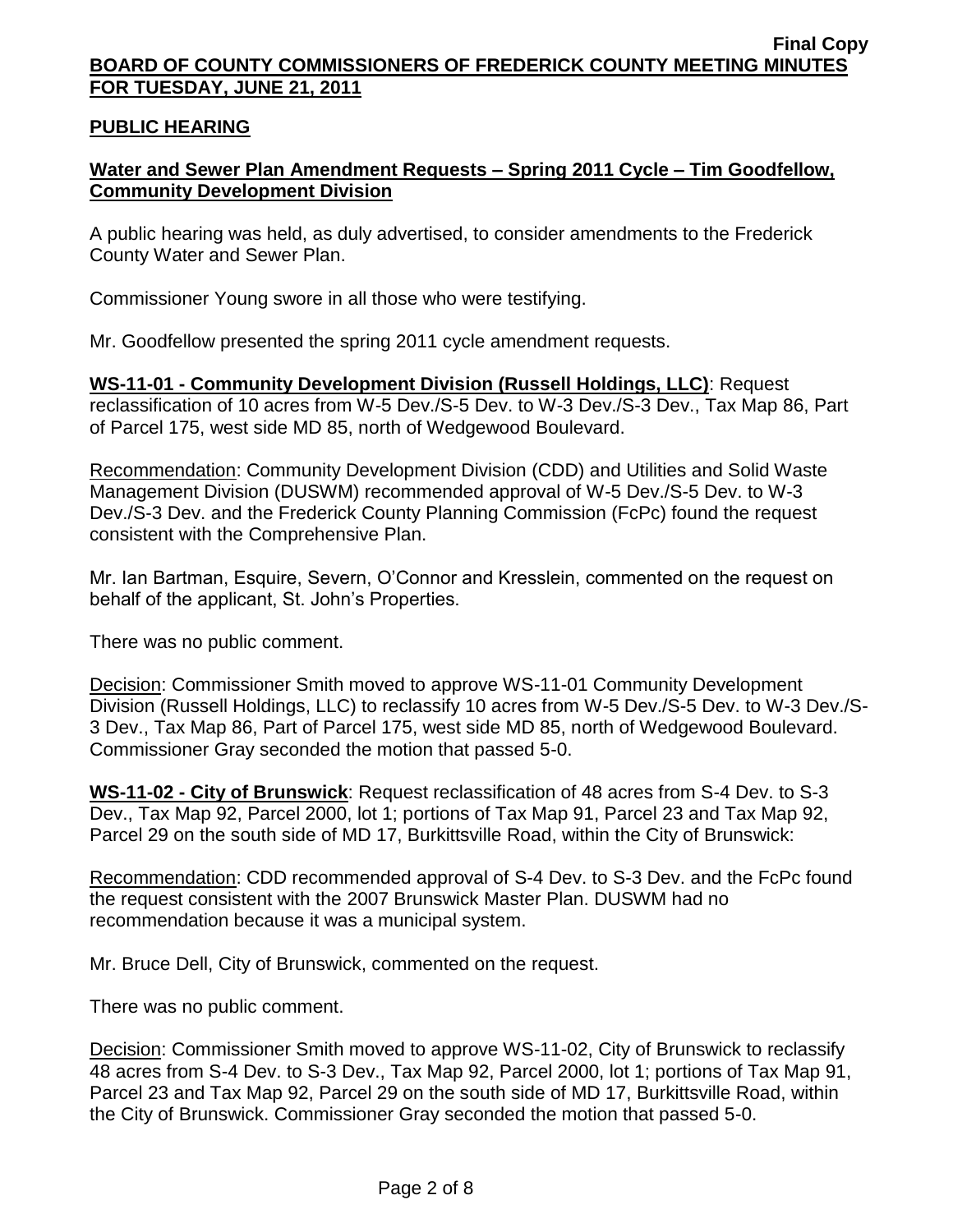## PUBLIC HEARING

### Water and Sewer Plan Amendment Requests – Spring 2011 Cycle – Tim Goodfellow, Community Development Division

A public hearing was held, as duly advertised, to consider amendments to the Frederick County Water and Sewer Plan.

Commissioner Young swore in all those who were testifying.

Mr. Goodfellow presented the spring 2011 cycle amendment requests.

**WS-11-01 - Community Development Division (Russell Holdings, LLC)**: Request reclassification of 10 acres from W-5 Dev./S-5 Dev. to W-3 Dev./S-3 Dev., Tax Map 86, Part of Parcel 175, west side MD 85, north of Wedgewood Boulevard.

Recommendation: Community Development Division (CDD) and Utilities and Solid Waste Management Division (DUSWM) recommended approval of W-5 Dev./S-5 Dev. to W-3 Dev./S-3 Dev. and the Frederick County Planning Commission (FcPc) found the request consistent with the Comprehensive Plan.

Mr. Ian Bartman, Esquire, Severn, O'Connor and Kresslein, commented on the request on behalf of the applicant, St. John's Properties.

There was no public comment.

Decision: Commissioner Smith moved to approve WS-11-01 Community Development Division (Russell Holdings, LLC) to reclassify 10 acres from W-5 Dev./S-5 Dev. to W-3 Dev./S-3 Dev., Tax Map 86, Part of Parcel 175, west side MD 85, north of Wedgewood Boulevard. Commissioner Gray seconded the motion that passed 5-0.

**WS-11-02 - City of Brunswick**: Request reclassification of 48 acres from S-4 Dev. to S-3 Dev., Tax Map 92, Parcel 2000, lot 1; portions of Tax Map 91, Parcel 23 and Tax Map 92, Parcel 29 on the south side of MD 17, Burkittsville Road, within the City of Brunswick:

Recommendation: CDD recommended approval of S-4 Dev. to S-3 Dev. and the FcPc found the request consistent with the 2007 Brunswick Master Plan. DUSWM had no recommendation because it was a municipal system.

Mr. Bruce Dell, City of Brunswick, commented on the request.

There was no public comment.

Decision: Commissioner Smith moved to approve WS-11-02, City of Brunswick to reclassify 48 acres from S-4 Dev. to S-3 Dev., Tax Map 92, Parcel 2000, lot 1; portions of Tax Map 91, Parcel 23 and Tax Map 92, Parcel 29 on the south side of MD 17, Burkittsville Road, within the City of Brunswick. Commissioner Gray seconded the motion that passed 5-0.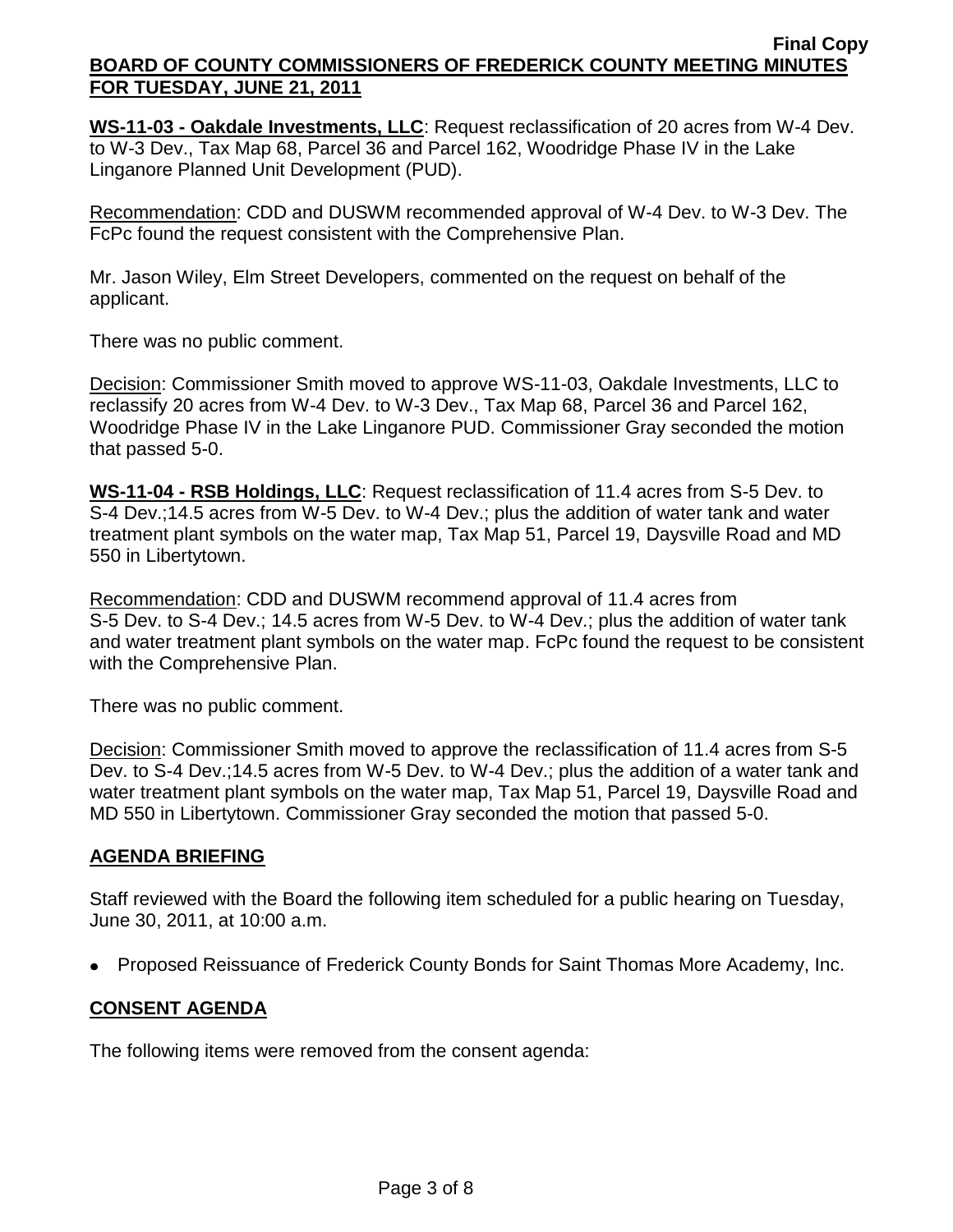**WS-11-03 - Oakdale Investments, LLC**: Request reclassification of 20 acres from W-4 Dev. to W-3 Dev., Tax Map 68, Parcel 36 and Parcel 162, Woodridge Phase IV in the Lake Linganore Planned Unit Development (PUD).

Recommendation: CDD and DUSWM recommended approval of W-4 Dev. to W-3 Dev. The FcPc found the request consistent with the Comprehensive Plan.

Mr. Jason Wiley, Elm Street Developers, commented on the request on behalf of the applicant.

There was no public comment.

Decision: Commissioner Smith moved to approve WS-11-03, Oakdale Investments, LLC to reclassify 20 acres from W-4 Dev. to W-3 Dev., Tax Map 68, Parcel 36 and Parcel 162, Woodridge Phase IV in the Lake Linganore PUD. Commissioner Gray seconded the motion that passed 5-0.

**WS-11-04 - RSB Holdings, LLC**: Request reclassification of 11.4 acres from S-5 Dev. to S-4 Dev.;14.5 acres from W-5 Dev. to W-4 Dev.; plus the addition of water tank and water treatment plant symbols on the water map, Tax Map 51, Parcel 19, Daysville Road and MD 550 in Libertytown.

Recommendation: CDD and DUSWM recommend approval of 11.4 acres from S-5 Dev. to S-4 Dev.; 14.5 acres from W-5 Dev. to W-4 Dev.; plus the addition of water tank and water treatment plant symbols on the water map. FcPc found the request to be consistent with the Comprehensive Plan.

There was no public comment.

Decision: Commissioner Smith moved to approve the reclassification of 11.4 acres from S-5 Dev. to S-4 Dev.;14.5 acres from W-5 Dev. to W-4 Dev.; plus the addition of a water tank and water treatment plant symbols on the water map, Tax Map 51, Parcel 19, Daysville Road and MD 550 in Libertytown. Commissioner Gray seconded the motion that passed 5-0.

## AGENDA BRIEFING

Staff reviewed with the Board the following item scheduled for a public hearing on Tuesday, June 30, 2011, at 10:00 a.m.

- Proposed Reissuance of Frederick County Bonds for Saint Thomas More Academy, Inc.

## CONSENT AGENDA

The following items were removed from the consent agenda: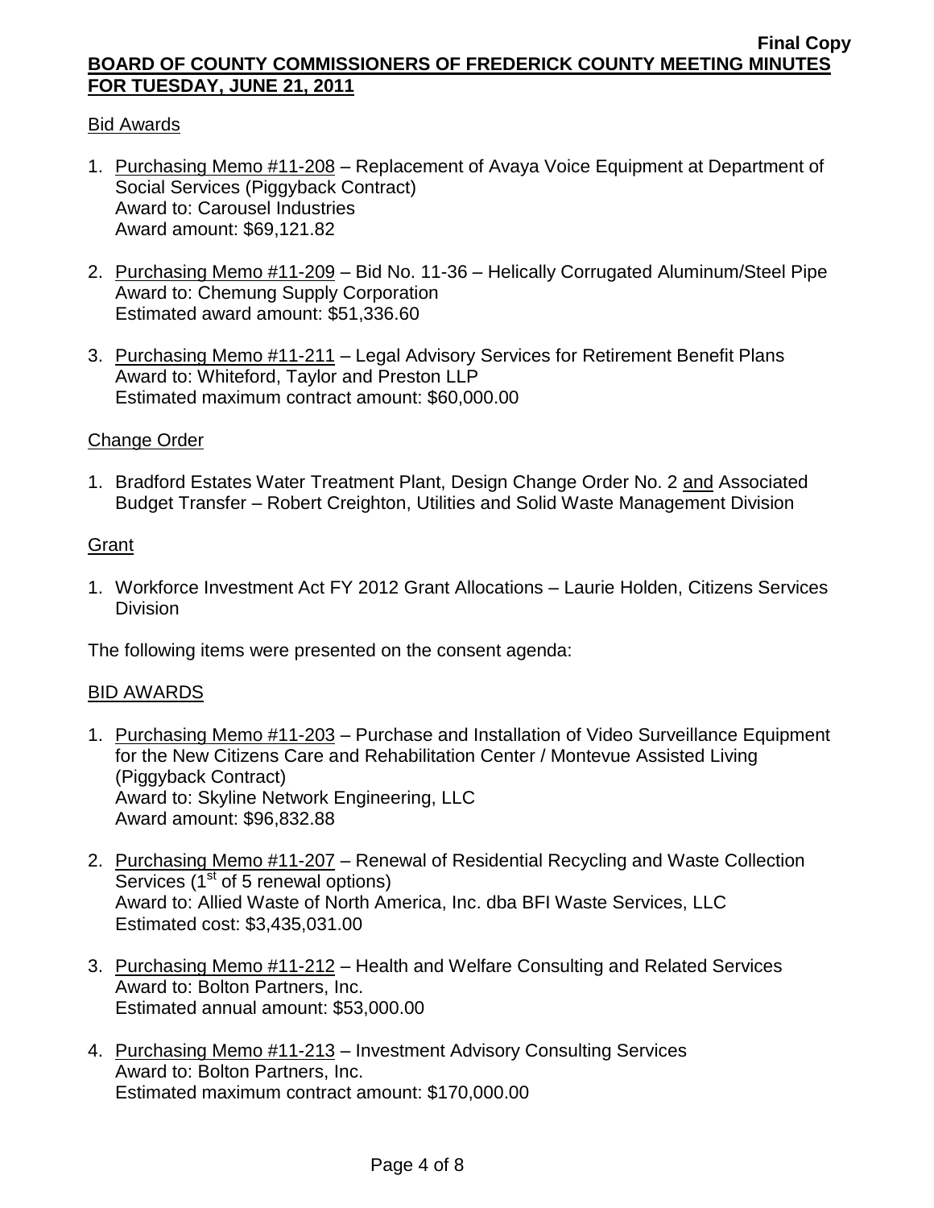Bid Awards

1. Purchasing Memo #11-208 – Replacement of Avaya Voice Equipment at Department of Social Services (Piggyback Contract)
   Award to: Carousel Industries
   Award amount: $69,121.82

2. Purchasing Memo #11-209 – Bid No. 11-36 – Helically Corrugated Aluminum/Steel Pipe
   Award to: Chemung Supply Corporation
   Estimated award amount: $51,336.60

3. Purchasing Memo #11-211 – Legal Advisory Services for Retirement Benefit Plans
   Award to: Whiteford, Taylor and Preston LLP
   Estimated maximum contract amount: $60,000.00

Change Order

1. Bradford Estates Water Treatment Plant, Design Change Order No. 2 and Associated Budget Transfer – Robert Creighton, Utilities and Solid Waste Management Division

Grant

1. Workforce Investment Act FY 2012 Grant Allocations – Laurie Holden, Citizens Services Division

The following items were presented on the consent agenda:

BID AWARDS

1. Purchasing Memo #11-203 – Purchase and Installation of Video Surveillance Equipment for the New Citizens Care and Rehabilitation Center / Montevue Assisted Living (Piggyback Contract)
   Award to: Skyline Network Engineering, LLC
   Award amount: $96,832.88

2. Purchasing Memo #11-207 – Renewal of Residential Recycling and Waste Collection Services (1st of 5 renewal options)
   Award to: Allied Waste of North America, Inc. dba BFI Waste Services, LLC
   Estimated cost: $3,435,031.00

3. Purchasing Memo #11-212 – Health and Welfare Consulting and Related Services
   Award to: Bolton Partners, Inc.
   Estimated annual amount: $53,000.00

4. Purchasing Memo #11-213 – Investment Advisory Consulting Services
   Award to: Bolton Partners, Inc.
   Estimated maximum contract amount: $170,000.00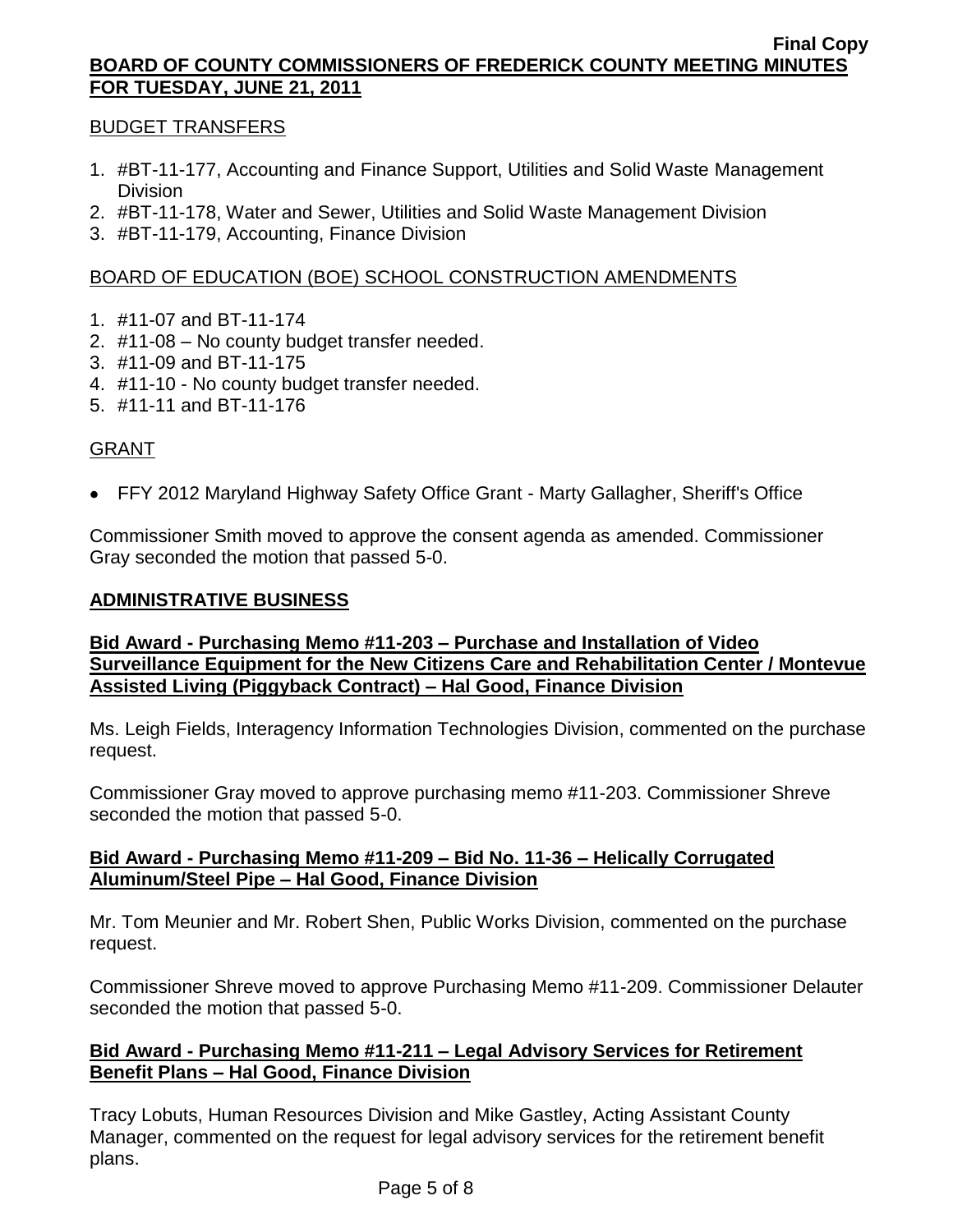BUDGET TRANSFERS

1. #BT-11-177, Accounting and Finance Support, Utilities and Solid Waste Management Division
2. #BT-11-178, Water and Sewer, Utilities and Solid Waste Management Division
3. #BT-11-179, Accounting, Finance Division

BOARD OF EDUCATION (BOE) SCHOOL CONSTRUCTION AMENDMENTS

1. #11-07 and BT-11-174
2. #11-08 – No county budget transfer needed.
3. #11-09 and BT-11-175
4. #11-10 - No county budget transfer needed.
5. #11-11 and BT-11-176

GRANT

- FFY 2012 Maryland Highway Safety Office Grant - Marty Gallagher, Sheriff's Office

Commissioner Smith moved to approve the consent agenda as amended. Commissioner Gray seconded the motion that passed 5-0.

## ADMINISTRATIVE BUSINESS

### Bid Award - Purchasing Memo #11-203 – Purchase and Installation of Video Surveillance Equipment for the New Citizens Care and Rehabilitation Center / Montevue Assisted Living (Piggyback Contract) – Hal Good, Finance Division

Ms. Leigh Fields, Interagency Information Technologies Division, commented on the purchase request.

Commissioner Gray moved to approve purchasing memo #11-203. Commissioner Shreve seconded the motion that passed 5-0.

### Bid Award - Purchasing Memo #11-209 – Bid No. 11-36 – Helically Corrugated Aluminum/Steel Pipe – Hal Good, Finance Division

Mr. Tom Meunier and Mr. Robert Shen, Public Works Division, commented on the purchase request.

Commissioner Shreve moved to approve Purchasing Memo #11-209. Commissioner Delauter seconded the motion that passed 5-0.

### Bid Award - Purchasing Memo #11-211 – Legal Advisory Services for Retirement Benefit Plans – Hal Good, Finance Division

Tracy Lobuts, Human Resources Division and Mike Gastley, Acting Assistant County Manager, commented on the request for legal advisory services for the retirement benefit plans.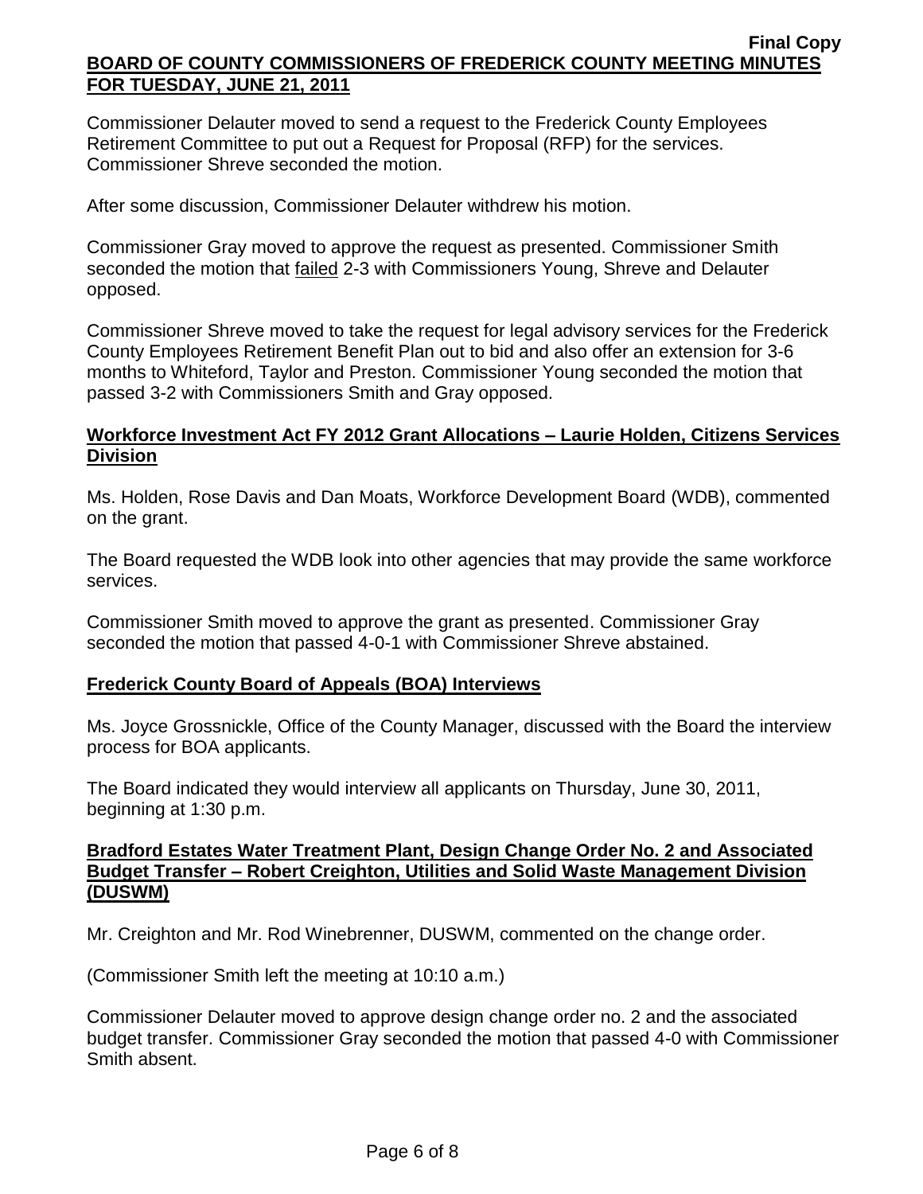Commissioner Delauter moved to send a request to the Frederick County Employees Retirement Committee to put out a Request for Proposal (RFP) for the services. Commissioner Shreve seconded the motion.

After some discussion, Commissioner Delauter withdrew his motion.

Commissioner Gray moved to approve the request as presented. Commissioner Smith seconded the motion that failed 2-3 with Commissioners Young, Shreve and Delauter opposed.

Commissioner Shreve moved to take the request for legal advisory services for the Frederick County Employees Retirement Benefit Plan out to bid and also offer an extension for 3-6 months to Whiteford, Taylor and Preston. Commissioner Young seconded the motion that passed 3-2 with Commissioners Smith and Gray opposed.

**Workforce Investment Act FY 2012 Grant Allocations – Laurie Holden, Citizens Services Division**

Ms. Holden, Rose Davis and Dan Moats, Workforce Development Board (WDB), commented on the grant.

The Board requested the WDB look into other agencies that may provide the same workforce services.

Commissioner Smith moved to approve the grant as presented. Commissioner Gray seconded the motion that passed 4-0-1 with Commissioner Shreve abstained.

**Frederick County Board of Appeals (BOA) Interviews**

Ms. Joyce Grossnickle, Office of the County Manager, discussed with the Board the interview process for BOA applicants.

The Board indicated they would interview all applicants on Thursday, June 30, 2011, beginning at 1:30 p.m.

**Bradford Estates Water Treatment Plant, Design Change Order No. 2 and Associated Budget Transfer – Robert Creighton, Utilities and Solid Waste Management Division (DUSWM)**

Mr. Creighton and Mr. Rod Winebrenner, DUSWM, commented on the change order.

(Commissioner Smith left the meeting at 10:10 a.m.)

Commissioner Delauter moved to approve design change order no. 2 and the associated budget transfer. Commissioner Gray seconded the motion that passed 4-0 with Commissioner Smith absent.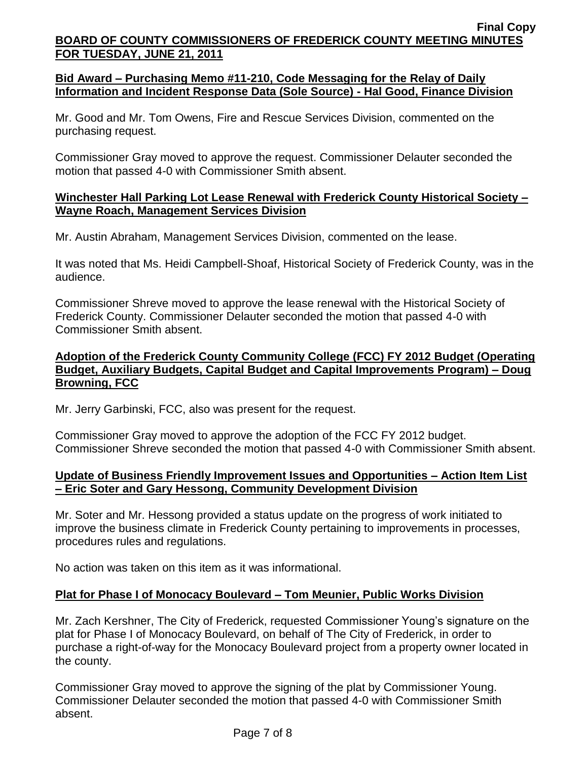**Bid Award – Purchasing Memo #11-210, Code Messaging for the Relay of Daily Information and Incident Response Data (Sole Source) - Hal Good, Finance Division**

Mr. Good and Mr. Tom Owens, Fire and Rescue Services Division, commented on the purchasing request.

Commissioner Gray moved to approve the request. Commissioner Delauter seconded the motion that passed 4-0 with Commissioner Smith absent.

**Winchester Hall Parking Lot Lease Renewal with Frederick County Historical Society – Wayne Roach, Management Services Division**

Mr. Austin Abraham, Management Services Division, commented on the lease.

It was noted that Ms. Heidi Campbell-Shoaf, Historical Society of Frederick County, was in the audience.

Commissioner Shreve moved to approve the lease renewal with the Historical Society of Frederick County. Commissioner Delauter seconded the motion that passed 4-0 with Commissioner Smith absent.

**Adoption of the Frederick County Community College (FCC) FY 2012 Budget (Operating Budget, Auxiliary Budgets, Capital Budget and Capital Improvements Program) – Doug Browning, FCC**

Mr. Jerry Garbinski, FCC, also was present for the request.

Commissioner Gray moved to approve the adoption of the FCC FY 2012 budget. Commissioner Shreve seconded the motion that passed 4-0 with Commissioner Smith absent.

**Update of Business Friendly Improvement Issues and Opportunities – Action Item List – Eric Soter and Gary Hessong, Community Development Division**

Mr. Soter and Mr. Hessong provided a status update on the progress of work initiated to improve the business climate in Frederick County pertaining to improvements in processes, procedures rules and regulations.

No action was taken on this item as it was informational.

**Plat for Phase I of Monocacy Boulevard – Tom Meunier, Public Works Division**

Mr. Zach Kershner, The City of Frederick, requested Commissioner Young's signature on the plat for Phase I of Monocacy Boulevard, on behalf of The City of Frederick, in order to purchase a right-of-way for the Monocacy Boulevard project from a property owner located in the county.

Commissioner Gray moved to approve the signing of the plat by Commissioner Young. Commissioner Delauter seconded the motion that passed 4-0 with Commissioner Smith absent.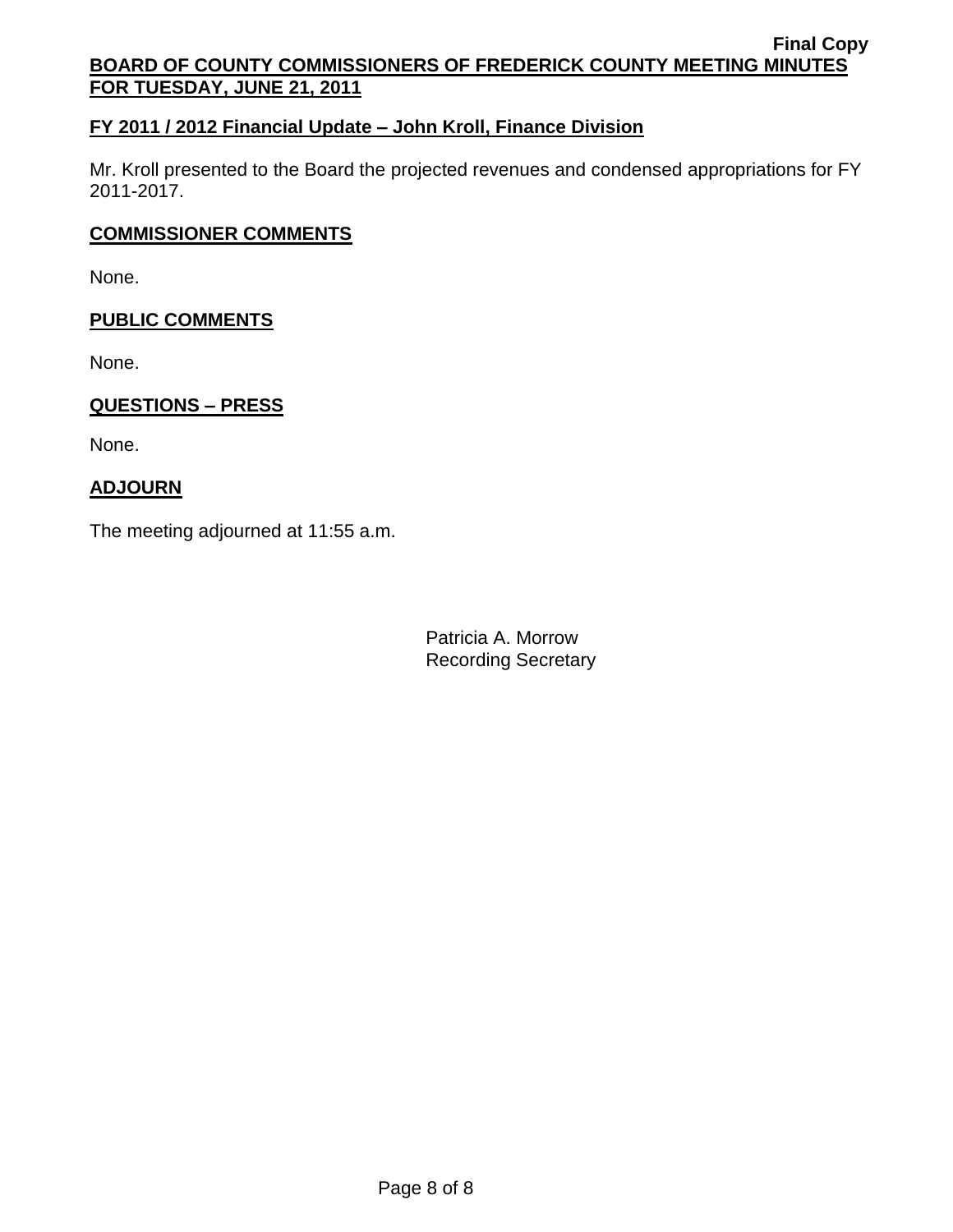## FY 2011 / 2012 Financial Update – John Kroll, Finance Division

Mr. Kroll presented to the Board the projected revenues and condensed appropriations for FY 2011-2017.

## COMMISSIONER COMMENTS

None.

## PUBLIC COMMENTS

None.

## QUESTIONS – PRESS

None.

## ADJOURN

The meeting adjourned at 11:55 a.m.

Patricia A. Morrow
Recording Secretary